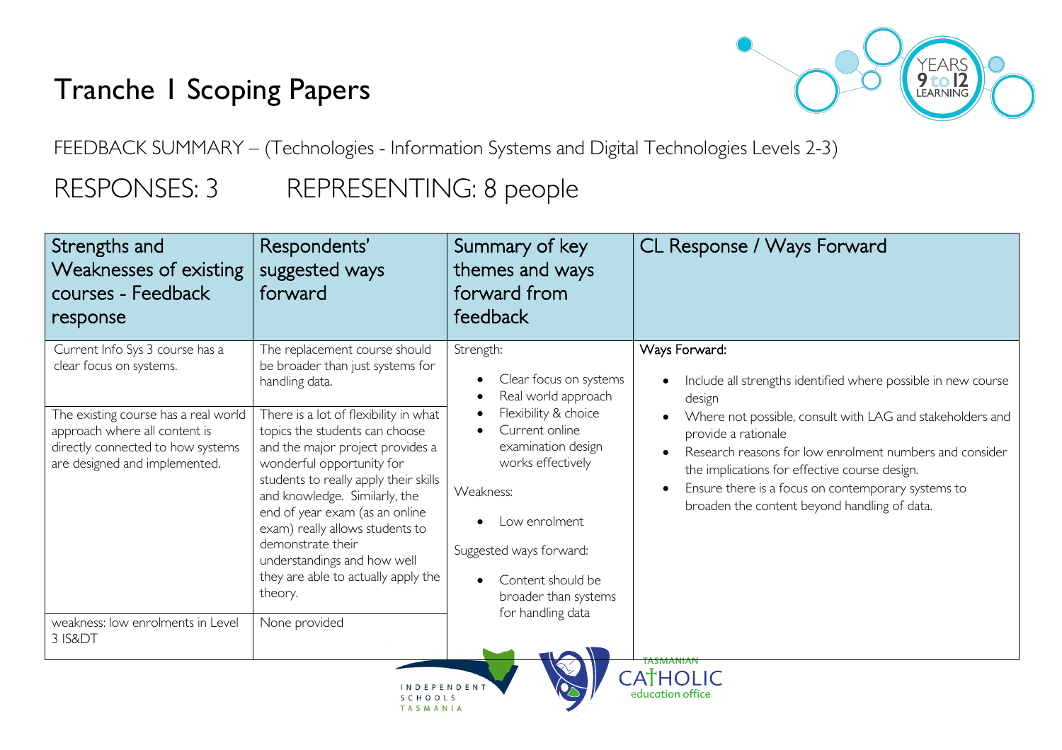# Tranche 1 Scoping Papers

FEEDBACK SUMMARY – (Technologies - Information Systems and Digital Technologies Levels 2-3)

## RESPONSES: 3 REPRESENTING: 8 people

| Strengths and Weaknesses of existing courses - Feedback response | Respondents' suggested ways forward | Summary of key themes and ways forward from feedback | CL Response / Ways Forward |
|---|---|---|---|
| Current Info Sys 3 course has a clear focus on systems. | The replacement course should be broader than just systems for handling data. | Strength:<br>• Clear focus on systems<br>• Real world approach<br>• Flexibility & choice<br>• Current online examination design works effectively<br><br>Weakness:<br>• Low enrolment<br><br>Suggested ways forward:<br>• Content should be broader than systems for handling data | Ways Forward:<br>• Include all strengths identified where possible in new course design<br>• Where not possible, consult with LAG and stakeholders and provide a rationale<br>• Research reasons for low enrolment numbers and consider the implications for effective course design.<br>• Ensure there is a focus on contemporary systems to broaden the content beyond handling of data. |
| The existing course has a real world approach where all content is directly connected to how systems are designed and implemented. | There is a lot of flexibility in what topics the students can choose and the major project provides a wonderful opportunity for students to really apply their skills and knowledge. Similarly, the end of year exam (as an online exam) really allows students to demonstrate their understandings and how well they are able to actually apply the theory. | | |
| weakness: low enrolments in Level 3 IS&DT | None provided | | |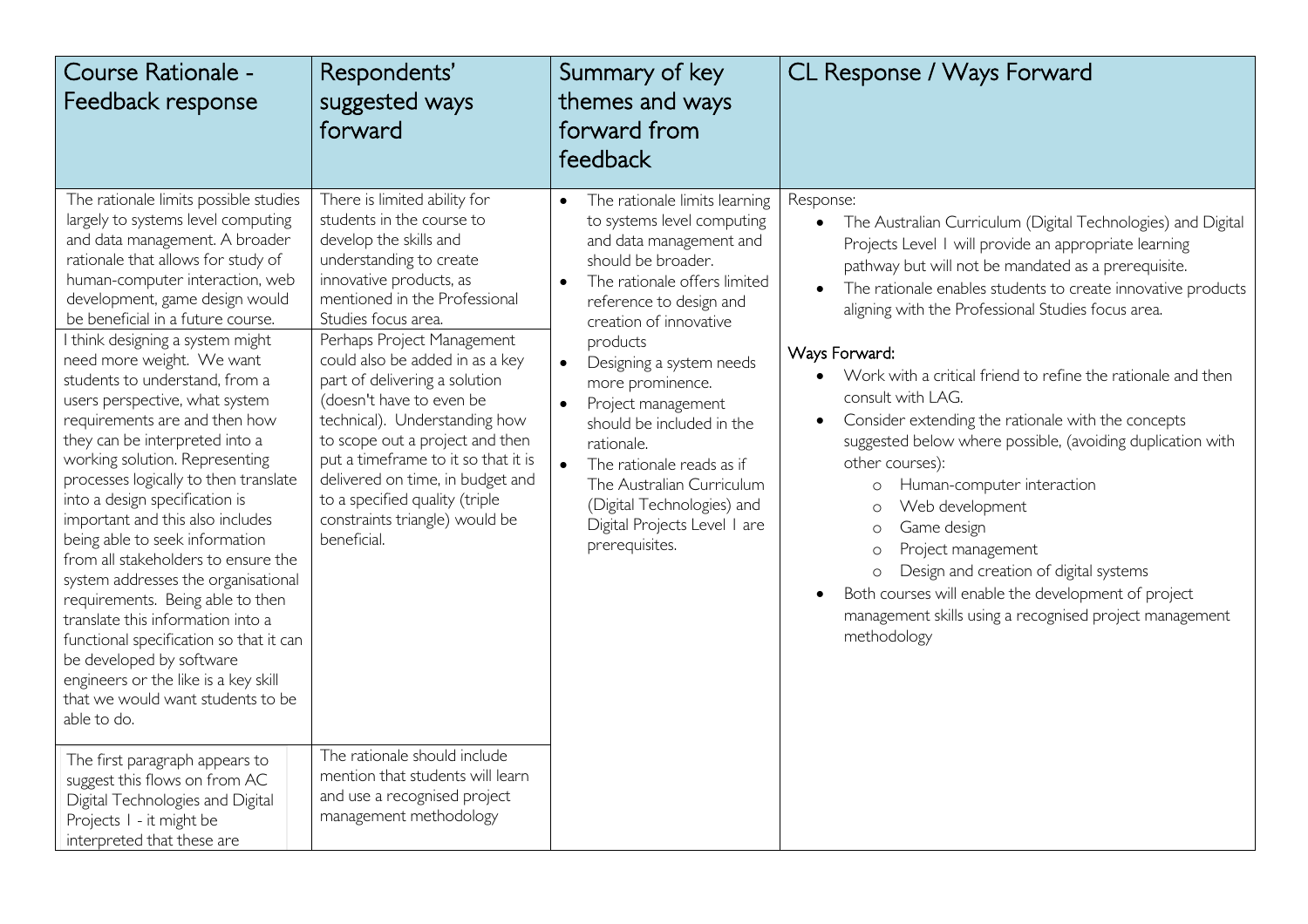| Course Rationale - Feedback response | Respondents' suggested ways forward | Summary of key themes and ways forward from feedback | CL Response / Ways Forward |
|---|---|---|---|
| The rationale limits possible studies largely to systems level computing and data management. A broader rationale that allows for study of human-computer interaction, web development, game design would be beneficial in a future course. | There is limited ability for students in the course to develop the skills and understanding to create innovative products, as mentioned in the Professional Studies focus area. | • The rationale limits learning to systems level computing and data management and should be broader.<br>• The rationale offers limited reference to design and creation of innovative products<br>• Designing a system needs more prominence.<br>• Project management should be included in the rationale.<br>• The rationale reads as if The Australian Curriculum (Digital Technologies) and Digital Projects Level 1 are prerequisites. | Response:<br>• The Australian Curriculum (Digital Technologies) and Digital Projects Level 1 will provide an appropriate learning pathway but will not be mandated as a prerequisite.<br>• The rationale enables students to create innovative products aligning with the Professional Studies focus area.<br><br>Ways Forward:<br>• Work with a critical friend to refine the rationale and then consult with LAG.<br>• Consider extending the rationale with the concepts suggested below where possible, (avoiding duplication with other courses):<br>  ○ Human-computer interaction<br>  ○ Web development<br>  ○ Game design<br>  ○ Project management<br>  ○ Design and creation of digital systems<br>• Both courses will enable the development of project management skills using a recognised project management methodology |
| I think designing a system might need more weight. We want students to understand, from a users perspective, what system requirements are and then how they can be interpreted into a working solution. Representing processes logically to then translate into a design specification is important and this also includes being able to seek information from all stakeholders to ensure the system addresses the organisational requirements. Being able to then translate this information into a functional specification so that it can be developed by software engineers or the like is a key skill that we would want students to be able to do. | Perhaps Project Management could also be added in as a key part of delivering a solution (doesn't have to even be technical). Understanding how to scope out a project and then put a timeframe to it so that it is delivered on time, in budget and to a specified quality (triple constraints triangle) would be beneficial. | | |
| The first paragraph appears to suggest this flows on from AC Digital Technologies and Digital Projects 1 - it might be interpreted that these are | The rationale should include mention that students will learn and use a recognised project management methodology | | |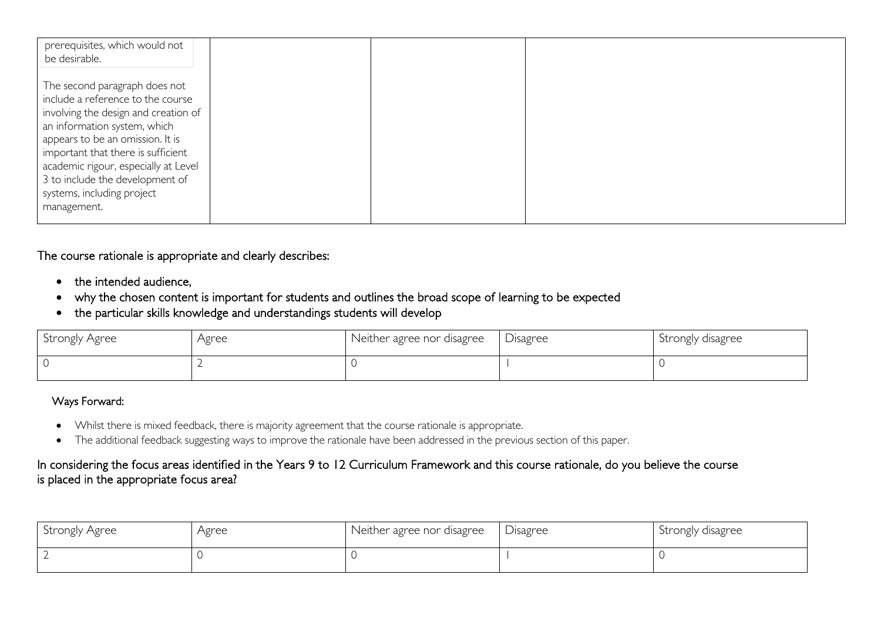| | | | |
|---|---|---|---|
| prerequisites, which would not be desirable.<br><br>The second paragraph does not include a reference to the course involving the design and creation of an information system, which appears to be an omission. It is important that there is sufficient academic rigour, especially at Level 3 to include the development of systems, including project management. | | | |

The course rationale is appropriate and clearly describes:

- the intended audience,
- why the chosen content is important for students and outlines the broad scope of learning to be expected
- the particular skills knowledge and understandings students will develop

| Strongly Agree | Agree | Neither agree nor disagree | Disagree | Strongly disagree |
|---|---|---|---|---|
| 0 | 2 | 0 | 1 | 0 |

Ways Forward:

- Whilst there is mixed feedback, there is majority agreement that the course rationale is appropriate.
- The additional feedback suggesting ways to improve the rationale have been addressed in the previous section of this paper.

In considering the focus areas identified in the Years 9 to 12 Curriculum Framework and this course rationale, do you believe the course is placed in the appropriate focus area?

| Strongly Agree | Agree | Neither agree nor disagree | Disagree | Strongly disagree |
|---|---|---|---|---|
| 2 | 0 | 0 | 1 | 0 |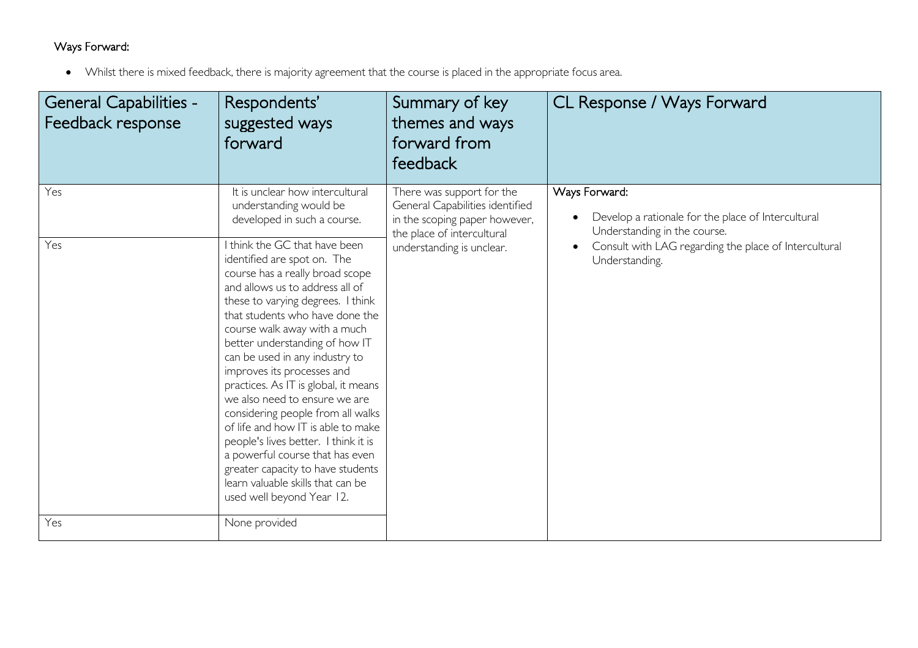Ways Forward:

- Whilst there is mixed feedback, there is majority agreement that the course is placed in the appropriate focus area.

| General Capabilities - Feedback response | Respondents' suggested ways forward | Summary of key themes and ways forward from feedback | CL Response / Ways Forward |
|---|---|---|---|
| Yes | It is unclear how intercultural understanding would be developed in such a course. | There was support for the General Capabilities identified in the scoping paper however, the place of intercultural understanding is unclear. | Ways Forward:<br>• Develop a rationale for the place of Intercultural Understanding in the course.<br>• Consult with LAG regarding the place of Intercultural Understanding. |
| Yes | I think the GC that have been identified are spot on. The course has a really broad scope and allows us to address all of these to varying degrees. I think that students who have done the course walk away with a much better understanding of how IT can be used in any industry to improves its processes and practices. As IT is global, it means we also need to ensure we are considering people from all walks of life and how IT is able to make people's lives better. I think it is a powerful course that has even greater capacity to have students learn valuable skills that can be used well beyond Year 12. | | |
| Yes | None provided | | |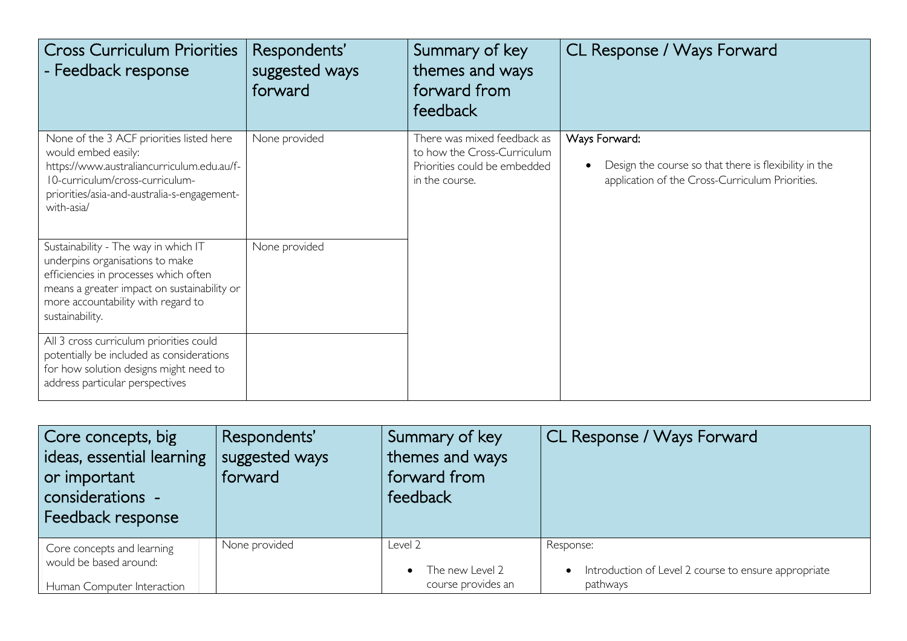| Cross Curriculum Priorities - Feedback response | Respondents' suggested ways forward | Summary of key themes and ways forward from feedback | CL Response / Ways Forward |
|---|---|---|---|
| None of the 3 ACF priorities listed here would embed easily: https://www.australiancurriculum.edu.au/f-10-curriculum/cross-curriculum-priorities/asia-and-australia-s-engagement-with-asia/ | None provided | There was mixed feedback as to how the Cross-Curriculum Priorities could be embedded in the course. | Ways Forward:<br>• Design the course so that there is flexibility in the application of the Cross-Curriculum Priorities. |
| Sustainability - The way in which IT underpins organisations to make efficiencies in processes which often means a greater impact on sustainability or more accountability with regard to sustainability. | None provided | | |
| All 3 cross curriculum priorities could potentially be included as considerations for how solution designs might need to address particular perspectives | | | |

| Core concepts, big ideas, essential learning or important considerations - Feedback response | Respondents' suggested ways forward | Summary of key themes and ways forward from feedback | CL Response / Ways Forward |
|---|---|---|---|
| Core concepts and learning would be based around:<br>Human Computer Interaction | None provided | Level 2<br>• The new Level 2 course provides an | Response:<br>• Introduction of Level 2 course to ensure appropriate pathways |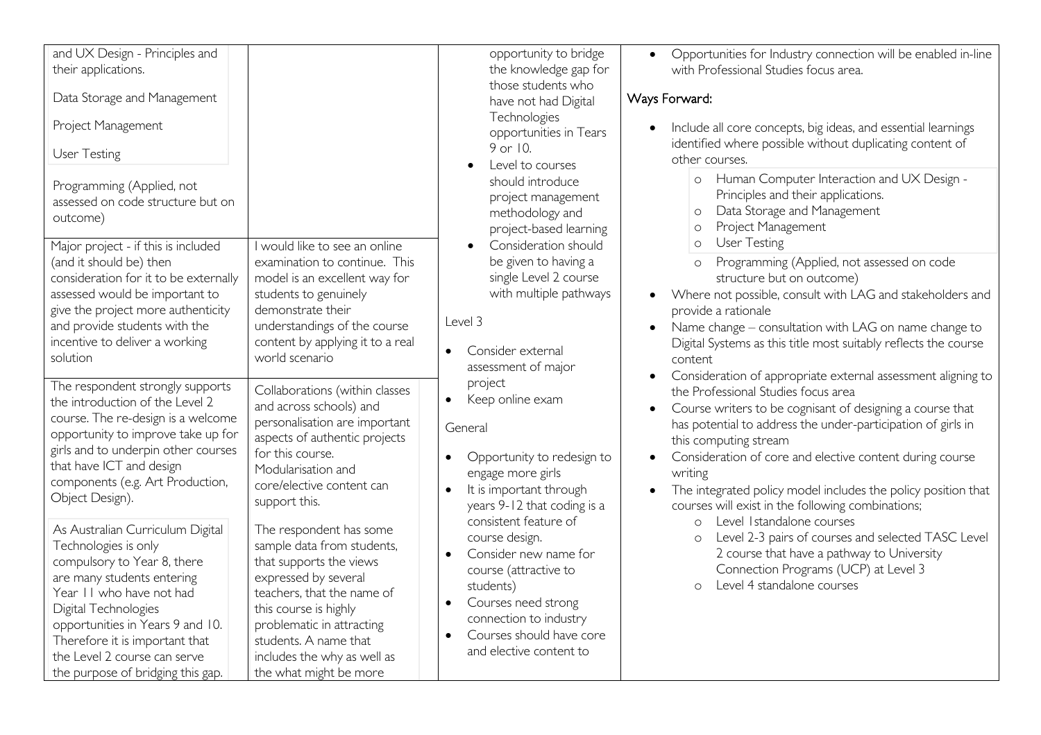| | | | |
|---|---|---|---|
| and UX Design - Principles and their applications.<br><br>Data Storage and Management<br><br>Project Management<br><br>User Testing<br><br>Programming (Applied, not assessed on code structure but on outcome) | | opportunity to bridge the knowledge gap for those students who have not had Digital Technologies opportunities in Tears 9 or 10.<br>• Level to courses should introduce project management methodology and project-based learning<br>• Consideration should be given to having a single Level 2 course with multiple pathways<br><br>Level 3<br><br>• Consider external assessment of major project<br>• Keep online exam<br><br>General<br><br>• Opportunity to redesign to engage more girls<br>• It is important through years 9-12 that coding is a consistent feature of course design.<br>• Consider new name for course (attractive to students)<br>• Courses need strong connection to industry<br>• Courses should have core and elective content to | • Opportunities for Industry connection will be enabled in-line with Professional Studies focus area.<br><br>Ways Forward:<br><br>• Include all core concepts, big ideas, and essential learnings identified where possible without duplicating content of other courses.<br>  o Human Computer Interaction and UX Design - Principles and their applications.<br>  o Data Storage and Management<br>  o Project Management<br>  o User Testing<br>  o Programming (Applied, not assessed on code structure but on outcome)<br>• Where not possible, consult with LAG and stakeholders and provide a rationale<br>• Name change – consultation with LAG on name change to Digital Systems as this title most suitably reflects the course content<br>• Consideration of appropriate external assessment aligning to the Professional Studies focus area<br>• Course writers to be cognisant of designing a course that has potential to address the under-participation of girls in this computing stream<br>• Consideration of core and elective content during course writing<br>• The integrated policy model includes the policy position that courses will exist in the following combinations;<br>  o Level 1standalone courses<br>  o Level 2-3 pairs of courses and selected TASC Level 2 course that have a pathway to University Connection Programs (UCP) at Level 3<br>  o Level 4 standalone courses |
| Major project - if this is included (and it should be) then consideration for it to be externally assessed would be important to give the project more authenticity and provide students with the incentive to deliver a working solution | I would like to see an online examination to continue. This model is an excellent way for students to genuinely demonstrate their understandings of the course content by applying it to a real world scenario | | |
| The respondent strongly supports the introduction of the Level 2 course. The re-design is a welcome opportunity to improve take up for girls and to underpin other courses that have ICT and design components (e.g. Art Production, Object Design).<br><br>As Australian Curriculum Digital Technologies is only compulsory to Year 8, there are many students entering Year 11 who have not had Digital Technologies opportunities in Years 9 and 10. Therefore it is important that the Level 2 course can serve the purpose of bridging this gap. | Collaborations (within classes and across schools) and personalisation are important aspects of authentic projects for this course. Modularisation and core/elective content can support this.<br><br>The respondent has some sample data from students, that supports the views expressed by several teachers, that the name of this course is highly problematic in attracting students. A name that includes the why as well as the what might be more | | |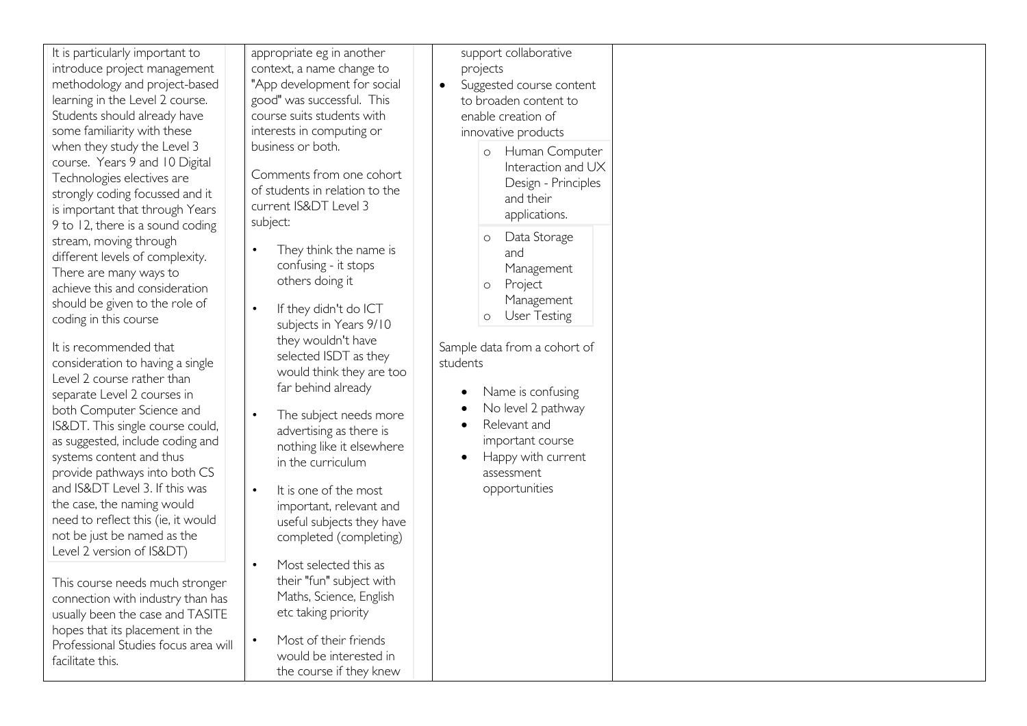| | | | |
|---|---|---|---|
| It is particularly important to introduce project management methodology and project-based learning in the Level 2 course. Students should already have some familiarity with these when they study the Level 3 course. Years 9 and 10 Digital Technologies electives are strongly coding focussed and it is important that through Years 9 to 12, there is a sound coding stream, moving through different levels of complexity. There are many ways to achieve this and consideration should be given to the role of coding in this course<br><br>It is recommended that consideration to having a single Level 2 course rather than separate Level 2 courses in both Computer Science and IS&DT. This single course could, as suggested, include coding and systems content and thus provide pathways into both CS and IS&DT Level 3. If this was the case, the naming would need to reflect this (ie, it would not be just be named as the Level 2 version of IS&DT)<br><br>This course needs much stronger connection with industry than has usually been the case and TASITE hopes that its placement in the Professional Studies focus area will facilitate this. | appropriate eg in another context, a name change to "App development for social good" was successful. This course suits students with interests in computing or business or both.<br><br>Comments from one cohort of students in relation to the current IS&DT Level 3 subject:<br><br>• They think the name is confusing - it stops others doing it<br>• If they didn't do ICT subjects in Years 9/10 they wouldn't have selected ISDT as they would think they are too far behind already<br>• The subject needs more advertising as there is nothing like it elsewhere in the curriculum<br>• It is one of the most important, relevant and useful subjects they have completed (completing)<br>• Most selected this as their "fun" subject with Maths, Science, English etc taking priority<br>• Most of their friends would be interested in the course if they knew | support collaborative projects<br>• Suggested course content to broaden content to enable creation of innovative products<br>  o Human Computer Interaction and UX Design - Principles and their applications.<br>  o Data Storage and Management<br>  o Project Management<br>  o User Testing<br><br>Sample data from a cohort of students<br><br>• Name is confusing<br>• No level 2 pathway<br>• Relevant and important course<br>• Happy with current assessment opportunities | |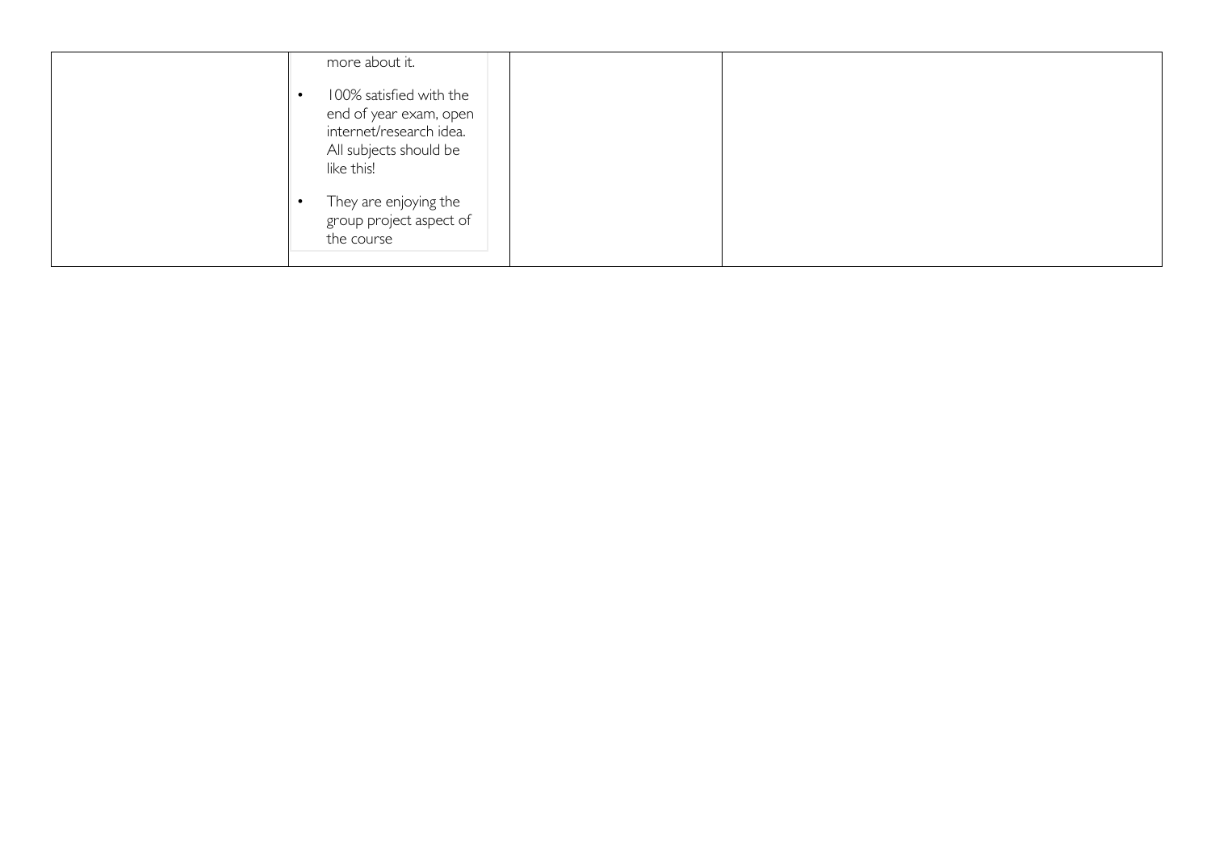| | | | |
|---|---|---|---|
| | more about it.<br>• 100% satisfied with the end of year exam, open internet/research idea. All subjects should be like this!<br>• They are enjoying the group project aspect of the course | | |